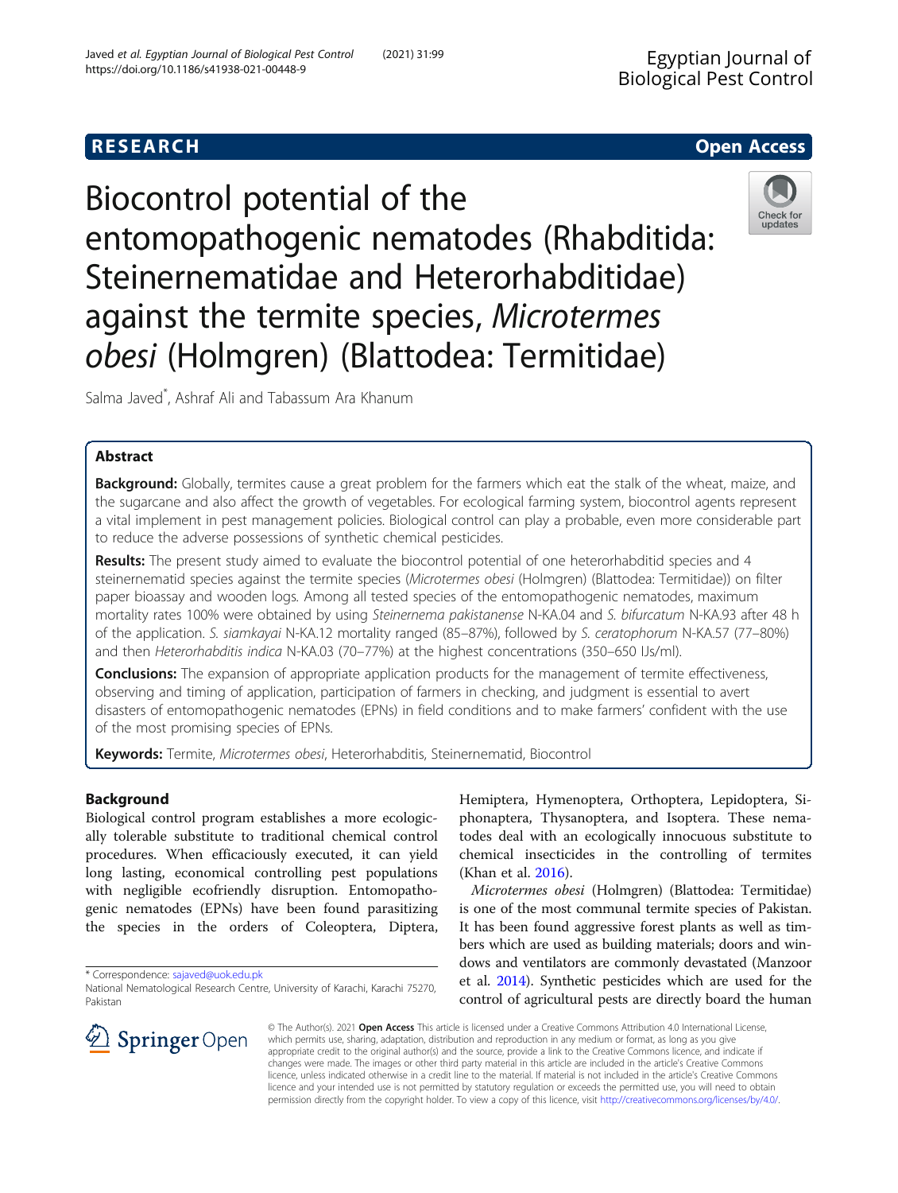RESEARCH

Open Access

# Biocontrol potential of the entomopathogenic nematodes (Rhabditida: Steinernematidae and Heterorhabditidae) against the termite species, *Microtermes obesi* (Holmgren) (Blattodea: Termitidae)

Salma Javed*, Ashraf Ali and Tabassum Ara Khanum

## Abstract

**Background:** Globally, termites cause a great problem for the farmers which eat the stalk of the wheat, maize, and the sugarcane and also affect the growth of vegetables. For ecological farming system, biocontrol agents represent a vital implement in pest management policies. Biological control can play a probable, even more considerable part to reduce the adverse possessions of synthetic chemical pesticides.

**Results:** The present study aimed to evaluate the biocontrol potential of one heterorhabditid species and 4 steinernematid species against the termite species (*Microtermes obesi* (Holmgren) (Blattodea: Termitidae)) on filter paper bioassay and wooden logs. Among all tested species of the entomopathogenic nematodes, maximum mortality rates 100% were obtained by using *Steinernema pakistanense* N-KA.04 and *S. bifurcatum* N-KA.93 after 48 h of the application. *S. siamkayai* N-KA.12 mortality ranged (85–87%), followed by *S. ceratophorum* N-KA.57 (77–80%) and then *Heterorhabditis indica* N-KA.03 (70–77%) at the highest concentrations (350–650 IJs/ml).

**Conclusions:** The expansion of appropriate application products for the management of termite effectiveness, observing and timing of application, participation of farmers in checking, and judgment is essential to avert disasters of entomopathogenic nematodes (EPNs) in field conditions and to make farmers' confident with the use of the most promising species of EPNs.

**Keywords:** Termite, *Microtermes obesi*, Heterorhabditis, Steinernematid, Biocontrol

## Background

Biological control program establishes a more ecologically tolerable substitute to traditional chemical control procedures. When efficaciously executed, it can yield long lasting, economical controlling pest populations with negligible ecofriendly disruption. Entomopathogenic nematodes (EPNs) have been found parasitizing the species in the orders of Coleoptera, Diptera, Hemiptera, Hymenoptera, Orthoptera, Lepidoptera, Siphonaptera, Thysanoptera, and Isoptera. These nematodes deal with an ecologically innocuous substitute to chemical insecticides in the controlling of termites (Khan et al. 2016).

*Microtermes obesi* (Holmgren) (Blattodea: Termitidae) is one of the most communal termite species of Pakistan. It has been found aggressive forest plants as well as timbers which are used as building materials; doors and windows and ventilators are commonly devastated (Manzoor et al. 2014). Synthetic pesticides which are used for the control of agricultural pests are directly board the human

\* Correspondence: sajaved@uok.edu.pk
National Nematological Research Centre, University of Karachi, Karachi 75270, Pakistan

© The Author(s). 2021 **Open Access** This article is licensed under a Creative Commons Attribution 4.0 International License, which permits use, sharing, adaptation, distribution and reproduction in any medium or format, as long as you give appropriate credit to the original author(s) and the source, provide a link to the Creative Commons licence, and indicate if changes were made. The images or other third party material in this article are included in the article's Creative Commons licence, unless indicated otherwise in a credit line to the material. If material is not included in the article's Creative Commons licence and your intended use is not permitted by statutory regulation or exceeds the permitted use, you will need to obtain permission directly from the copyright holder. To view a copy of this licence, visit http://creativecommons.org/licenses/by/4.0/.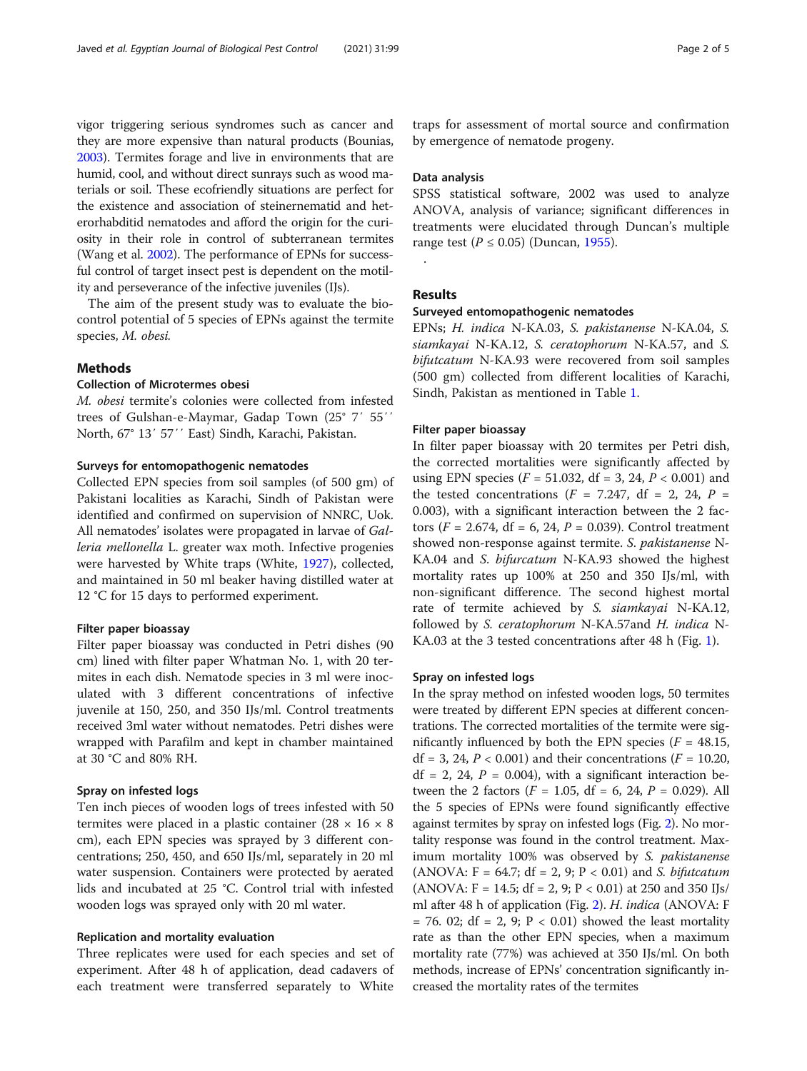vigor triggering serious syndromes such as cancer and they are more expensive than natural products (Bounias, 2003). Termites forage and live in environments that are humid, cool, and without direct sunrays such as wood materials or soil. These ecofriendly situations are perfect for the existence and association of steinernematid and heterorhabditid nematodes and afford the origin for the curiosity in their role in control of subterranean termites (Wang et al. 2002). The performance of EPNs for successful control of target insect pest is dependent on the motility and perseverance of the infective juveniles (IJs).

The aim of the present study was to evaluate the biocontrol potential of 5 species of EPNs against the termite species, *M. obesi.*

## Methods

### Collection of Microtermes obesi

*M. obesi* termite's colonies were collected from infested trees of Gulshan-e-Maymar, Gadap Town (25° 7′ 55′′ North, 67° 13′ 57′′ East) Sindh, Karachi, Pakistan.

### Surveys for entomopathogenic nematodes

Collected EPN species from soil samples (of 500 gm) of Pakistani localities as Karachi, Sindh of Pakistan were identified and confirmed on supervision of NNRC, Uok. All nematodes' isolates were propagated in larvae of *Galleria mellonella* L. greater wax moth. Infective progenies were harvested by White traps (White, 1927), collected, and maintained in 50 ml beaker having distilled water at 12 °C for 15 days to performed experiment.

### Filter paper bioassay

Filter paper bioassay was conducted in Petri dishes (90 cm) lined with filter paper Whatman No. 1, with 20 termites in each dish. Nematode species in 3 ml were inoculated with 3 different concentrations of infective juvenile at 150, 250, and 350 IJs/ml. Control treatments received 3ml water without nematodes. Petri dishes were wrapped with Parafilm and kept in chamber maintained at 30 °C and 80% RH.

### Spray on infested logs

Ten inch pieces of wooden logs of trees infested with 50 termites were placed in a plastic container (28 × 16 × 8 cm), each EPN species was sprayed by 3 different concentrations; 250, 450, and 650 IJs/ml, separately in 20 ml water suspension. Containers were protected by aerated lids and incubated at 25 °C. Control trial with infested wooden logs was sprayed only with 20 ml water.

### Replication and mortality evaluation

Three replicates were used for each species and set of experiment. After 48 h of application, dead cadavers of each treatment were transferred separately to White traps for assessment of mortal source and confirmation by emergence of nematode progeny.

### Data analysis

SPSS statistical software, 2002 was used to analyze ANOVA, analysis of variance; significant differences in treatments were elucidated through Duncan's multiple range test ($P \leq 0.05$) (Duncan, 1955).

.

## Results

### Surveyed entomopathogenic nematodes

EPNs; *H. indica* N-KA.03, *S. pakistanense* N-KA.04, *S. siamkayai* N-KA.12, *S. ceratophorum* N-KA.57, and *S. bifutcatum* N-KA.93 were recovered from soil samples (500 gm) collected from different localities of Karachi, Sindh, Pakistan as mentioned in Table 1.

### Filter paper bioassay

In filter paper bioassay with 20 termites per Petri dish, the corrected mortalities were significantly affected by using EPN species ($F = 51.032$, df = 3, 24, $P < 0.001$) and the tested concentrations ($F = 7.247$, df = 2, 24, $P = 0.003$), with a significant interaction between the 2 factors ($F = 2.674$, df = 6, 24, $P = 0.039$). Control treatment showed non-response against termite. *S. pakistanense* N-KA.04 and *S. bifurcatum* N-KA.93 showed the highest mortality rates up 100% at 250 and 350 IJs/ml, with non-significant difference. The second highest mortal rate of termite achieved by *S. siamkayai* N-KA.12, followed by *S. ceratophorum* N-KA.57and *H. indica* N-KA.03 at the 3 tested concentrations after 48 h (Fig. 1).

### Spray on infested logs

In the spray method on infested wooden logs, 50 termites were treated by different EPN species at different concentrations. The corrected mortalities of the termite were significantly influenced by both the EPN species ($F = 48.15$, df = 3, 24, $P < 0.001$) and their concentrations ($F = 10.20$, df = 2, 24, $P = 0.004$), with a significant interaction between the 2 factors ($F = 1.05$, df = 6, 24, $P = 0.029$). All the 5 species of EPNs were found significantly effective against termites by spray on infested logs (Fig. 2). No mortality response was found in the control treatment. Maximum mortality 100% was observed by *S. pakistanense* (ANOVA: F = 64.7; df = 2, 9; P < 0.01) and *S. bifutcatum* (ANOVA: F = 14.5; df = 2, 9; P < 0.01) at 250 and 350 IJs/ml after 48 h of application (Fig. 2). *H. indica* (ANOVA: F = 76. 02; df = 2, 9; P < 0.01) showed the least mortality rate as than the other EPN species, when a maximum mortality rate (77%) was achieved at 350 IJs/ml. On both methods, increase of EPNs' concentration significantly increased the mortality rates of the termites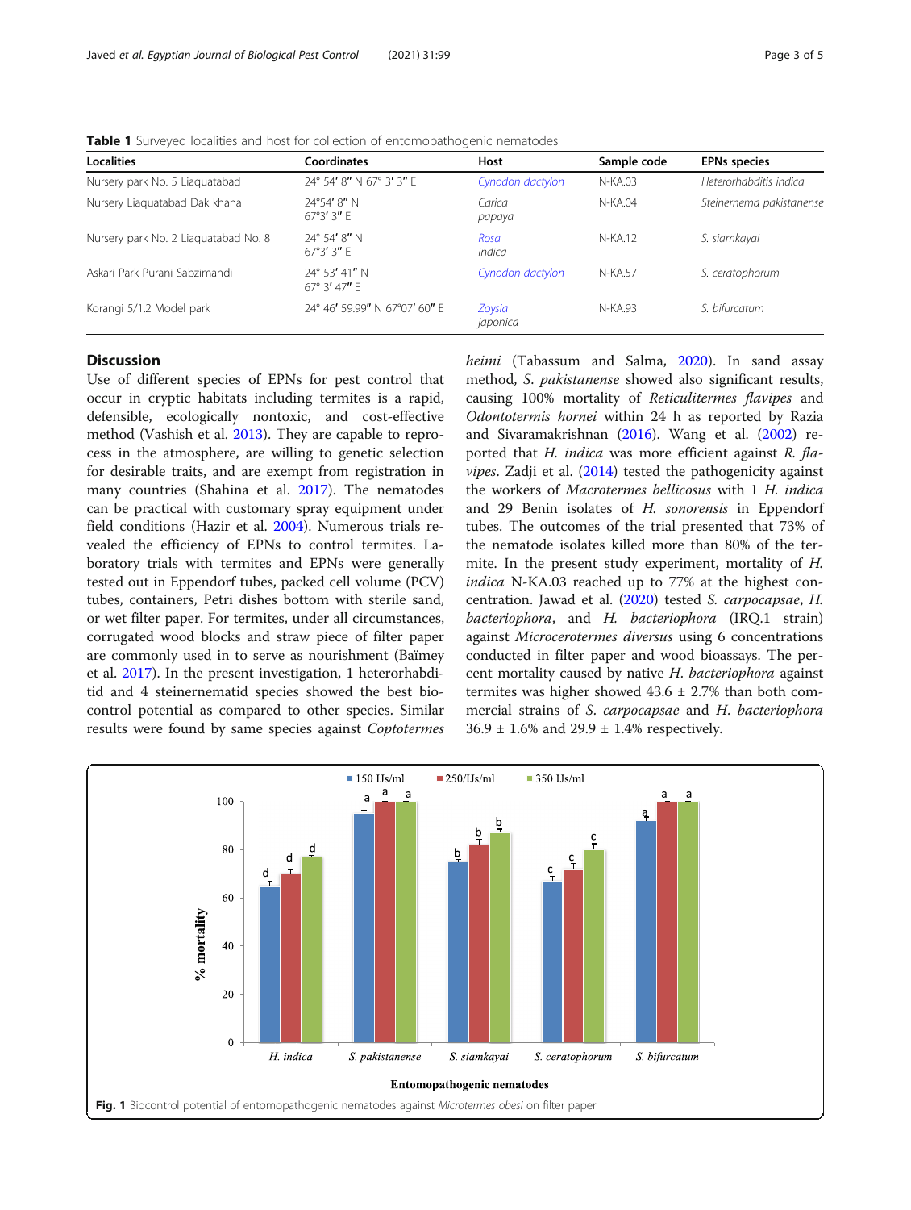**Table 1** Surveyed localities and host for collection of entomopathogenic nematodes

| Localities | Coordinates | Host | Sample code | EPNs species |
|---|---|---|---|---|
| Nursery park No. 5 Liaquatabad | 24° 54′ 8″ N 67° 3′ 3″ E | *Cynodon dactylon* | N-KA.03 | *Heterorhabditis indica* |
| Nursery Liaquatabad Dak khana | 24°54′ 8″ N 67°3′ 3″ E | *Carica papaya* | N-KA.04 | *Steinernema pakistanense* |
| Nursery park No. 2 Liaquatabad No. 8 | 24° 54′ 8″ N 67°3′ 3″ E | *Rosa indica* | N-KA.12 | *S. siamkayai* |
| Askari Park Purani Sabzimandi | 24° 53′ 41″ N 67° 3′ 47″ E | *Cynodon dactylon* | N-KA.57 | *S. ceratophorum* |
| Korangi 5/1.2 Model park | 24° 46′ 59.99″ N 67°07′ 60″ E | *Zoysia japonica* | N-KA.93 | *S. bifurcatum* |

## Discussion

Use of different species of EPNs for pest control that occur in cryptic habitats including termites is a rapid, defensible, ecologically nontoxic, and cost-effective method (Vashish et al. 2013). They are capable to reprocess in the atmosphere, are willing to genetic selection for desirable traits, and are exempt from registration in many countries (Shahina et al. 2017). The nematodes can be practical with customary spray equipment under field conditions (Hazir et al. 2004). Numerous trials revealed the efficiency of EPNs to control termites. Laboratory trials with termites and EPNs were generally tested out in Eppendorf tubes, packed cell volume (PCV) tubes, containers, Petri dishes bottom with sterile sand, or wet filter paper. For termites, under all circumstances, corrugated wood blocks and straw piece of filter paper are commonly used in to serve as nourishment (Baïmey et al. 2017). In the present investigation, 1 heterorhabditid and 4 steinernematid species showed the best biocontrol potential as compared to other species. Similar results were found by same species against *Coptotermes heimi* (Tabassum and Salma, 2020). In sand assay method, *S. pakistanense* showed also significant results, causing 100% mortality of *Reticulitermes flavipes* and *Odontotermis hornei* within 24 h as reported by Razia and Sivaramakrishnan (2016). Wang et al. (2002) reported that *H. indica* was more efficient against *R. flavipes*. Zadji et al. (2014) tested the pathogenicity against the workers of *Macrotermes bellicosus* with 1 *H. indica* and 29 Benin isolates of *H. sonorensis* in Eppendorf tubes. The outcomes of the trial presented that 73% of the nematode isolates killed more than 80% of the termite. In the present study experiment, mortality of *H. indica* N-KA.03 reached up to 77% at the highest concentration. Jawad et al. (2020) tested *S. carpocapsae*, *H. bacteriophora*, and *H. bacteriophora* (IRQ.1 strain) against *Microcerotermes diversus* using 6 concentrations conducted in filter paper and wood bioassays. The percent mortality caused by native *H. bacteriophora* against termites was higher showed 43.6 ± 2.7% than both commercial strains of *S. carpocapsae* and *H. bacteriophora* 36.9 ± 1.6% and 29.9 ± 1.4% respectively.

**Fig. 1** Biocontrol potential of entomopathogenic nematodes against *Microtermes obesi* on filter paper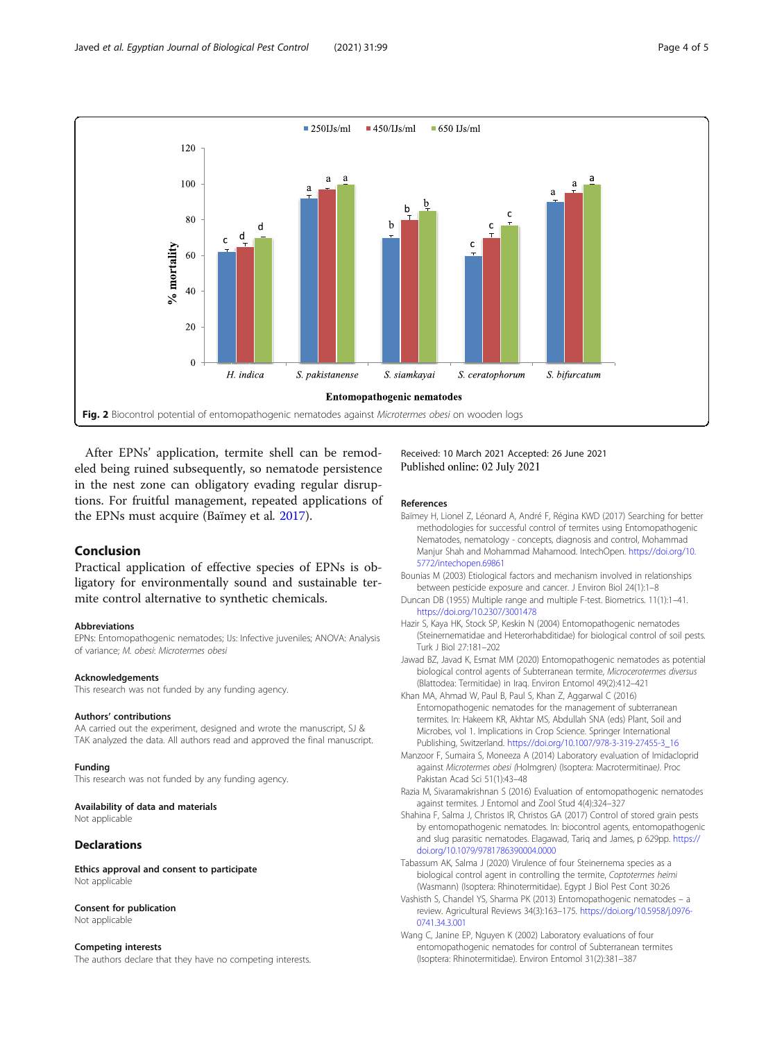Fig. 2 Biocontrol potential of entomopathogenic nematodes against *Microtermes obesi* on wooden logs

After EPNs' application, termite shell can be remodeled being ruined subsequently, so nematode persistence in the nest zone can obligatory evading regular disruptions. For fruitful management, repeated applications of the EPNs must acquire (Baïmey et al. 2017).

## Conclusion

Practical application of effective species of EPNs is obligatory for environmentally sound and sustainable termite control alternative to synthetic chemicals.

### Abbreviations

EPNs: Entomopathogenic nematodes; IJs: Infective juveniles; ANOVA: Analysis of variance; *M. obesi*: *Microtermes obesi*

### Acknowledgements

This research was not funded by any funding agency.

### Authors' contributions

AA carried out the experiment, designed and wrote the manuscript, SJ & TAK analyzed the data. All authors read and approved the final manuscript.

### Funding

This research was not funded by any funding agency.

### Availability of data and materials

Not applicable

## Declarations

### Ethics approval and consent to participate

Not applicable

### Consent for publication

Not applicable

### Competing interests

The authors declare that they have no competing interests.

Received: 10 March 2021 Accepted: 26 June 2021
Published online: 02 July 2021

### References

Baïmey H, Lionel Z, Léonard A, André F, Régina KWD (2017) Searching for better methodologies for successful control of termites using Entomopathogenic Nematodes, nematology - concepts, diagnosis and control, Mohammad Manjur Shah and Mohammad Mahamood. IntechOpen. https://doi.org/10.5772/intechopen.69861

Bounias M (2003) Etiological factors and mechanism involved in relationships between pesticide exposure and cancer. J Environ Biol 24(1):1–8

Duncan DB (1955) Multiple range and multiple F-test. Biometrics. 11(1):1–41. https://doi.org/10.2307/3001478

Hazir S, Kaya HK, Stock SP, Keskin N (2004) Entomopathogenic nematodes (Steinernematidae and Heterorhabditidae) for biological control of soil pests. Turk J Biol 27:181–202

Jawad BZ, Javad K, Esmat MM (2020) Entomopathogenic nematodes as potential biological control agents of Subterranean termite, *Microcerotermes diversus* (Blattodea: Termitidae) in Iraq. Environ Entomol 49(2):412–421

Khan MA, Ahmad W, Paul B, Paul S, Khan Z, Aggarwal C (2016) Entomopathogenic nematodes for the management of subterranean termites. In: Hakeem KR, Akhtar MS, Abdullah SNA (eds) Plant, Soil and Microbes, vol 1. Implications in Crop Science. Springer International Publishing, Switzerland. https://doi.org/10.1007/978-3-319-27455-3_16

Manzoor F, Sumaira S, Moneeza A (2014) Laboratory evaluation of Imidacloprid against *Microtermes obesi* (Holmgren) (Isoptera: Macrotermitinae). Proc Pakistan Acad Sci 51(1):43–48

Razia M, Sivaramakrishnan S (2016) Evaluation of entomopathogenic nematodes against termites. J Entomol and Zool Stud 4(4):324–327

Shahina F, Salma J, Christos IR, Christos GA (2017) Control of stored grain pests by entomopathogenic nematodes. In: biocontrol agents, entomopathogenic and slug parasitic nematodes. Elagawad, Tariq and James, p 629pp. https://doi.org/10.1079/9781786390004.0000

Tabassum AK, Salma J (2020) Virulence of four Steinernema species as a biological control agent in controlling the termite, *Coptotermes heimi* (Wasmann) (Isoptera: Rhinotermitidae). Egypt J Biol Pest Cont 30:26

Vashisth S, Chandel YS, Sharma PK (2013) Entomopathogenic nematodes – a review. Agricultural Reviews 34(3):163–175. https://doi.org/10.5958/j.0976-0741.34.3.001

Wang C, Janine EP, Nguyen K (2002) Laboratory evaluations of four entomopathogenic nematodes for control of Subterranean termites (Isoptera: Rhinotermitidae). Environ Entomol 31(2):381–387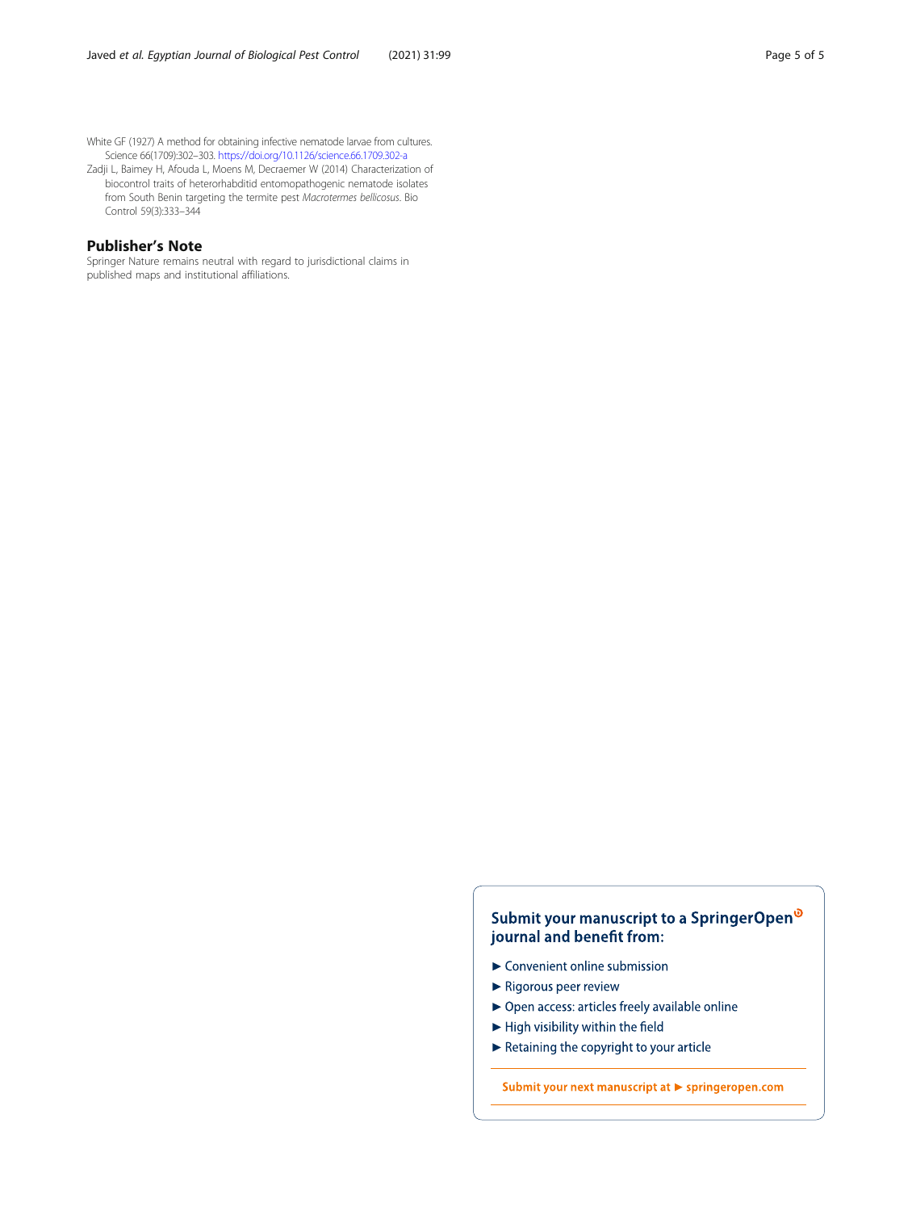White GF (1927) A method for obtaining infective nematode larvae from cultures. Science 66(1709):302–303. https://doi.org/10.1126/science.66.1709.302-a

Zadji L, Baimey H, Afouda L, Moens M, Decraemer W (2014) Characterization of biocontrol traits of heterorhabditid entomopathogenic nematode isolates from South Benin targeting the termite pest *Macrotermes bellicosus*. Bio Control 59(3):333–344

## Publisher's Note

Springer Nature remains neutral with regard to jurisdictional claims in published maps and institutional affiliations.

**Submit your manuscript to a SpringerOpen journal and benefit from:**

- ► Convenient online submission
- ► Rigorous peer review
- ► Open access: articles freely available online
- ► High visibility within the field
- ► Retaining the copyright to your article

**Submit your next manuscript at ► springeropen.com**